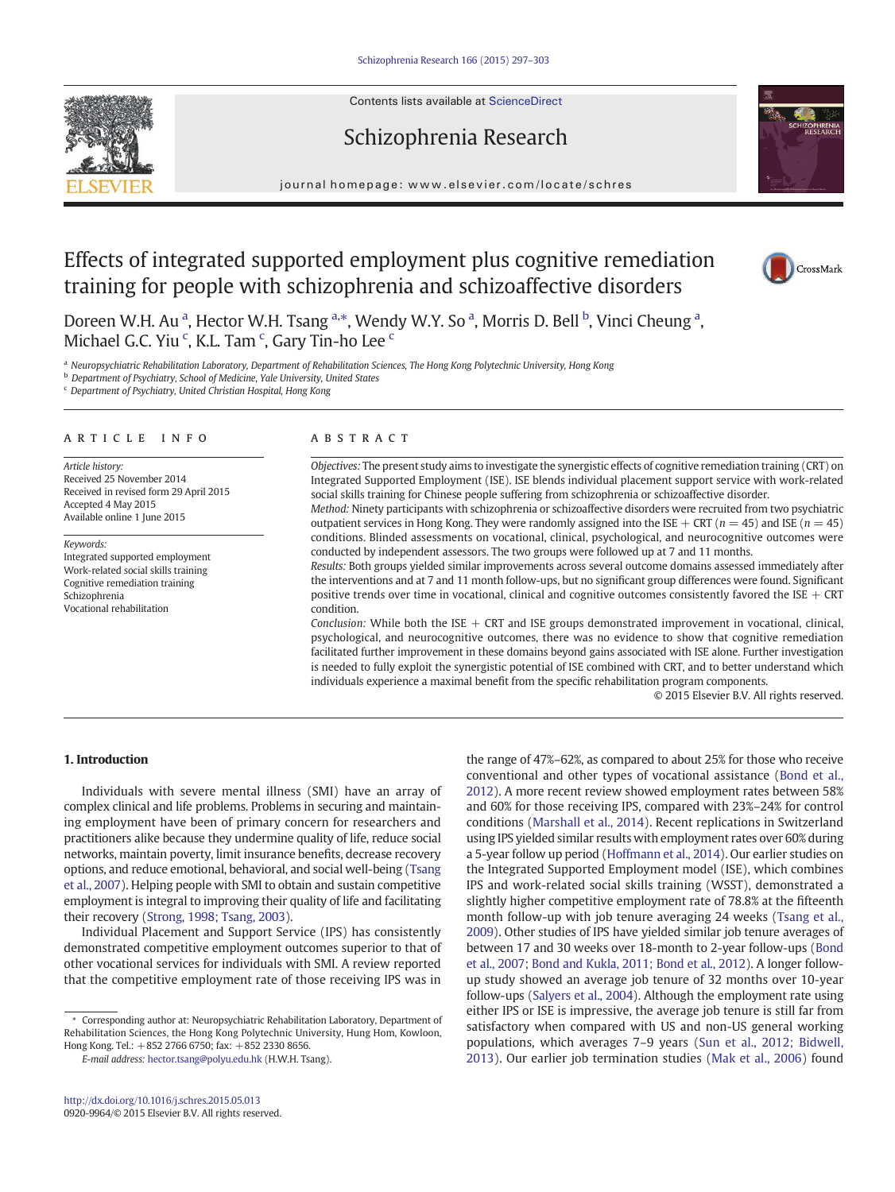# Effects of integrated supported employment plus cognitive remediation training for people with schizophrenia and schizoaffective disorders

Doreen W.H. Au [a], Hector W.H. Tsang [a,*], Wendy W.Y. So [a], Morris D. Bell [b], Vinci Cheung [a], Michael G.C. Yiu [c], K.L. Tam [c], Gary Tin-ho Lee [c]

[a] Neuropsychiatric Rehabilitation Laboratory, Department of Rehabilitation Sciences, The Hong Kong Polytechnic University, Hong Kong

[b] Department of Psychiatry, School of Medicine, Yale University, United States

[c] Department of Psychiatry, United Christian Hospital, Hong Kong

## ARTICLE INFO

*Article history:*
Received 25 November 2014
Received in revised form 29 April 2015
Accepted 4 May 2015
Available online 1 June 2015

*Keywords:*
Integrated supported employment
Work-related social skills training
Cognitive remediation training
Schizophrenia
Vocational rehabilitation

## ABSTRACT

*Objectives:* The present study aims to investigate the synergistic effects of cognitive remediation training (CRT) on Integrated Supported Employment (ISE). ISE blends individual placement support service with work-related social skills training for Chinese people suffering from schizophrenia or schizoaffective disorder.

*Method:* Ninety participants with schizophrenia or schizoaffective disorders were recruited from two psychiatric outpatient services in Hong Kong. They were randomly assigned into the ISE + CRT ($n = 45$) and ISE ($n = 45$) conditions. Blinded assessments on vocational, clinical, psychological, and neurocognitive outcomes were conducted by independent assessors. The two groups were followed up at 7 and 11 months.

*Results:* Both groups yielded similar improvements across several outcome domains assessed immediately after the interventions and at 7 and 11 month follow-ups, but no significant group differences were found. Significant positive trends over time in vocational, clinical and cognitive outcomes consistently favored the ISE + CRT condition.

*Conclusion:* While both the ISE + CRT and ISE groups demonstrated improvement in vocational, clinical, psychological, and neurocognitive outcomes, there was no evidence to show that cognitive remediation facilitated further improvement in these domains beyond gains associated with ISE alone. Further investigation is needed to fully exploit the synergistic potential of ISE combined with CRT, and to better understand which individuals experience a maximal benefit from the specific rehabilitation program components.

© 2015 Elsevier B.V. All rights reserved.

## 1. Introduction

Individuals with severe mental illness (SMI) have an array of complex clinical and life problems. Problems in securing and maintaining employment have been of primary concern for researchers and practitioners alike because they undermine quality of life, reduce social networks, maintain poverty, limit insurance benefits, decrease recovery options, and reduce emotional, behavioral, and social well-being (Tsang et al., 2007). Helping people with SMI to obtain and sustain competitive employment is integral to improving their quality of life and facilitating their recovery (Strong, 1998; Tsang, 2003).

Individual Placement and Support Service (IPS) has consistently demonstrated competitive employment outcomes superior to that of other vocational services for individuals with SMI. A review reported that the competitive employment rate of those receiving IPS was in the range of 47%–62%, as compared to about 25% for those who receive conventional and other types of vocational assistance (Bond et al., 2012). A more recent review showed employment rates between 58% and 60% for those receiving IPS, compared with 23%–24% for control conditions (Marshall et al., 2014). Recent replications in Switzerland using IPS yielded similar results with employment rates over 60% during a 5-year follow up period (Hoffmann et al., 2014). Our earlier studies on the Integrated Supported Employment model (ISE), which combines IPS and work-related social skills training (WSST), demonstrated a slightly higher competitive employment rate of 78.8% at the fifteenth month follow-up with job tenure averaging 24 weeks (Tsang et al., 2009). Other studies of IPS have yielded similar job tenure averages of between 17 and 30 weeks over 18-month to 2-year follow-ups (Bond et al., 2007; Bond and Kukla, 2011; Bond et al., 2012). A longer follow-up study showed an average job tenure of 32 months over 10-year follow-ups (Salyers et al., 2004). Although the employment rate using either IPS or ISE is impressive, the average job tenure is still far from satisfactory when compared with US and non-US general working populations, which averages 7–9 years (Sun et al., 2012; Bidwell, 2013). Our earlier job termination studies (Mak et al., 2006) found

* Corresponding author at: Neuropsychiatric Rehabilitation Laboratory, Department of Rehabilitation Sciences, the Hong Kong Polytechnic University, Hung Hom, Kowloon, Hong Kong. Tel.: +852 2766 6750; fax: +852 2330 8656.
*E-mail address:* hector.tsang@polyu.edu.hk (H.W.H. Tsang).

http://dx.doi.org/10.1016/j.schres.2015.05.013
0920-9964/© 2015 Elsevier B.V. All rights reserved.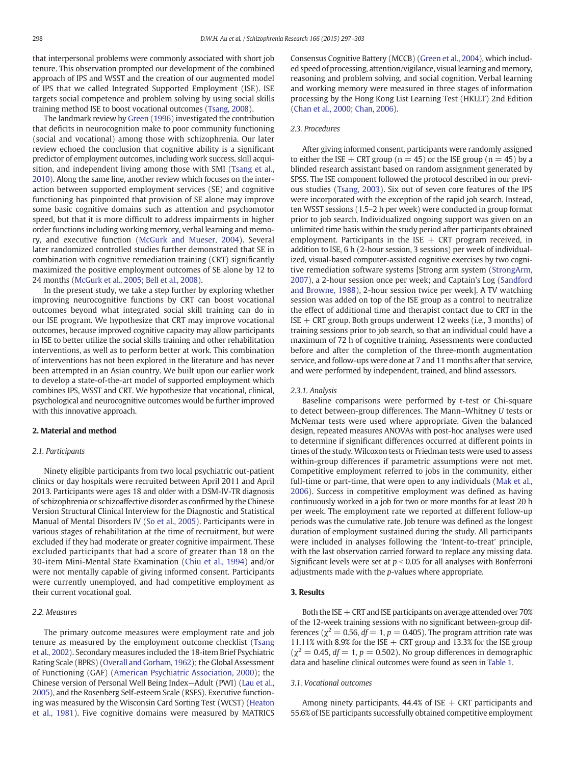that interpersonal problems were commonly associated with short job tenure. This observation prompted our development of the combined approach of IPS and WSST and the creation of our augmented model of IPS that we called Integrated Supported Employment (ISE). ISE targets social competence and problem solving by using social skills training method ISE to boost vocational outcomes (Tsang, 2008).

The landmark review by Green (1996) investigated the contribution that deficits in neurocognition make to poor community functioning (social and vocational) among those with schizophrenia. Our later review echoed the conclusion that cognitive ability is a significant predictor of employment outcomes, including work success, skill acquisition, and independent living among those with SMI (Tsang et al., 2010). Along the same line, another review which focuses on the interaction between supported employment services (SE) and cognitive functioning has pinpointed that provision of SE alone may improve some basic cognitive domains such as attention and psychomotor speed, but that it is more difficult to address impairments in higher order functions including working memory, verbal learning and memory, and executive function (McGurk and Mueser, 2004). Several later randomized controlled studies further demonstrated that SE in combination with cognitive remediation training (CRT) significantly maximized the positive employment outcomes of SE alone by 12 to 24 months (McGurk et al., 2005; Bell et al., 2008).

In the present study, we take a step further by exploring whether improving neurocognitive functions by CRT can boost vocational outcomes beyond what integrated social skill training can do in our ISE program. We hypothesize that CRT may improve vocational outcomes, because improved cognitive capacity may allow participants in ISE to better utilize the social skills training and other rehabilitation interventions, as well as to perform better at work. This combination of interventions has not been explored in the literature and has never been attempted in an Asian country. We built upon our earlier work to develop a state-of-the-art model of supported employment which combines IPS, WSST and CRT. We hypothesize that vocational, clinical, psychological and neurocognitive outcomes would be further improved with this innovative approach.

## 2. Material and method

### 2.1. Participants

Ninety eligible participants from two local psychiatric out-patient clinics or day hospitals were recruited between April 2011 and April 2013. Participants were ages 18 and older with a DSM-IV-TR diagnosis of schizophrenia or schizoaffective disorder as confirmed by the Chinese Version Structural Clinical Interview for the Diagnostic and Statistical Manual of Mental Disorders IV (So et al., 2005). Participants were in various stages of rehabilitation at the time of recruitment, but were excluded if they had moderate or greater cognitive impairment. These excluded participants that had a score of greater than 18 on the 30-item Mini-Mental State Examination (Chiu et al., 1994) and/or were not mentally capable of giving informed consent. Participants were currently unemployed, and had competitive employment as their current vocational goal.

### 2.2. Measures

The primary outcome measures were employment rate and job tenure as measured by the employment outcome checklist (Tsang et al., 2002). Secondary measures included the 18-item Brief Psychiatric Rating Scale (BPRS) (Overall and Gorham, 1962); the Global Assessment of Functioning (GAF) (American Psychiatric Association, 2000); the Chinese version of Personal Well Being Index—Adult (PWI) (Lau et al., 2005), and the Rosenberg Self-esteem Scale (RSES). Executive functioning was measured by the Wisconsin Card Sorting Test (WCST) (Heaton et al., 1981). Five cognitive domains were measured by MATRICS Consensus Cognitive Battery (MCCB) (Green et al., 2004), which included speed of processing, attention/vigilance, visual learning and memory, reasoning and problem solving, and social cognition. Verbal learning and working memory were measured in three stages of information processing by the Hong Kong List Learning Test (HKLLT) 2nd Edition (Chan et al., 2000; Chan, 2006).

### 2.3. Procedures

After giving informed consent, participants were randomly assigned to either the ISE + CRT group (n = 45) or the ISE group (n = 45) by a blinded research assistant based on random assignment generated by SPSS. The ISE component followed the protocol described in our previous studies (Tsang, 2003). Six out of seven core features of the IPS were incorporated with the exception of the rapid job search. Instead, ten WSST sessions (1.5–2 h per week) were conducted in group format prior to job search. Individualized ongoing support was given on an unlimited time basis within the study period after participants obtained employment. Participants in the ISE + CRT program received, in addition to ISE, 6 h (2-hour session, 3 sessions) per week of individualized, visual-based computer-assisted cognitive exercises by two cognitive remediation software systems [Strong arm system (StrongArm, 2007), a 2-hour session once per week; and Captain's Log (Sandford and Browne, 1988), 2-hour session twice per week]. A TV watching session was added on top of the ISE group as a control to neutralize the effect of additional time and therapist contact due to CRT in the ISE + CRT group. Both groups underwent 12 weeks (i.e., 3 months) of training sessions prior to job search, so that an individual could have a maximum of 72 h of cognitive training. Assessments were conducted before and after the completion of the three-month augmentation service, and follow-ups were done at 7 and 11 months after that service, and were performed by independent, trained, and blind assessors.

#### 2.3.1. Analysis

Baseline comparisons were performed by t-test or Chi-square to detect between-group differences. The Mann–Whitney *U* tests or McNemar tests were used where appropriate. Given the balanced design, repeated measures ANOVAs with post-hoc analyses were used to determine if significant differences occurred at different points in times of the study. Wilcoxon tests or Friedman tests were used to assess within-group differences if parametric assumptions were not met. Competitive employment referred to jobs in the community, either full-time or part-time, that were open to any individuals (Mak et al., 2006). Success in competitive employment was defined as having continuously worked in a job for two or more months for at least 20 h per week. The employment rate we reported at different follow-up periods was the cumulative rate. Job tenure was defined as the longest duration of employment sustained during the study. All participants were included in analyses following the 'Intent-to-treat' principle, with the last observation carried forward to replace any missing data. Significant levels were set at $p < 0.05$ for all analyses with Bonferroni adjustments made with the *p*-values where appropriate.

## 3. Results

Both the ISE + CRT and ISE participants on average attended over 70% of the 12-week training sessions with no significant between-group differences ($\chi^2 = 0.56$, $df = 1$, $p = 0.405$). The program attrition rate was 11.11% with 8.9% for the ISE + CRT group and 13.3% for the ISE group ($\chi^2 = 0.45$, $df = 1$, $p = 0.502$). No group differences in demographic data and baseline clinical outcomes were found as seen in Table 1.

### 3.1. Vocational outcomes

Among ninety participants, 44.4% of ISE + CRT participants and 55.6% of ISE participants successfully obtained competitive employment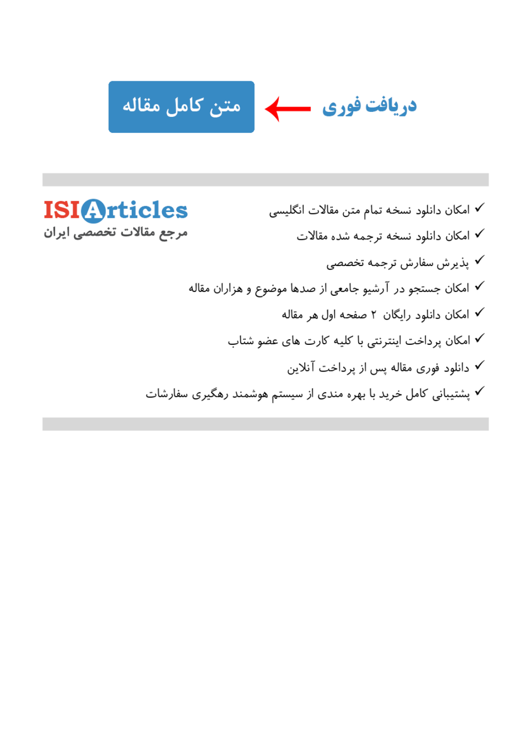دریافت فوری ← متن کامل مقاله

**ISIArticles**
مرجع مقالات تخصصی ایران

- ✓ امکان دانلود نسخه تمام متن مقالات انگلیسی
- ✓ امکان دانلود نسخه ترجمه شده مقالات
- ✓ پذیرش سفارش ترجمه تخصصی
- ✓ امکان جستجو در آرشیو جامعی از صدها موضوع و هزاران مقاله
- ✓ امکان دانلود رایگان ۲ صفحه اول هر مقاله
- ✓ امکان پرداخت اینترنتی با کلیه کارت های عضو شتاب
- ✓ دانلود فوری مقاله پس از پرداخت آنلاین
- ✓ پشتیبانی کامل خرید با بهره مندی از سیستم هوشمند رهگیری سفارشات